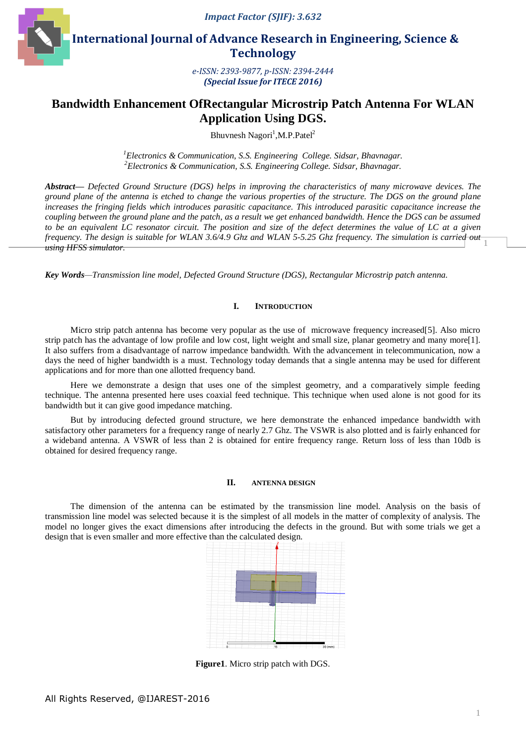# Bandwidth Enhancement OfRectangular Microstrip Patch Antenna For WLAN Application Using DGS.

Bhuvnesh Nagori[1],M.P.Patel[2]

[1]Electronics & Communication, S.S. Engineering College. Sidsar, Bhavnagar.
[2]Electronics & Communication, S.S. Engineering College. Sidsar, Bhavnagar.

***Abstract***— *Defected Ground Structure (DGS) helps in improving the characteristics of many microwave devices. The ground plane of the antenna is etched to change the various properties of the structure. The DGS on the ground plane increases the fringing fields which introduces parasitic capacitance. This introduced parasitic capacitance increase the coupling between the ground plane and the patch, as a result we get enhanced bandwidth. Hence the DGS can be assumed to be an equivalent LC resonator circuit. The position and size of the defect determines the value of LC at a given frequency. The design is suitable for WLAN 3.6/4.9 Ghz and WLAN 5-5.25 Ghz frequency. The simulation is carried out using HFSS simulator.*

***Key Words****—Transmission line model, Defected Ground Structure (DGS), Rectangular Microstrip patch antenna.*

## I. Introduction

Micro strip patch antenna has become very popular as the use of microwave frequency increased[5]. Also micro strip patch has the advantage of low profile and low cost, light weight and small size, planar geometry and many more[1]. It also suffers from a disadvantage of narrow impedance bandwidth. With the advancement in telecommunication, now a days the need of higher bandwidth is a must. Technology today demands that a single antenna may be used for different applications and for more than one allotted frequency band.

Here we demonstrate a design that uses one of the simplest geometry, and a comparatively simple feeding technique. The antenna presented here uses coaxial feed technique. This technique when used alone is not good for its bandwidth but it can give good impedance matching.

But by introducing defected ground structure, we here demonstrate the enhanced impedance bandwidth with satisfactory other parameters for a frequency range of nearly 2.7 Ghz. The VSWR is also plotted and is fairly enhanced for a wideband antenna. A VSWR of less than 2 is obtained for entire frequency range. Return loss of less than 10db is obtained for desired frequency range.

## II. Antenna Design

The dimension of the antenna can be estimated by the transmission line model. Analysis on the basis of transmission line model was selected because it is the simplest of all models in the matter of complexity of analysis. The model no longer gives the exact dimensions after introducing the defects in the ground. But with some trials we get a design that is even smaller and more effective than the calculated design.

**Figure1**. Micro strip patch with DGS.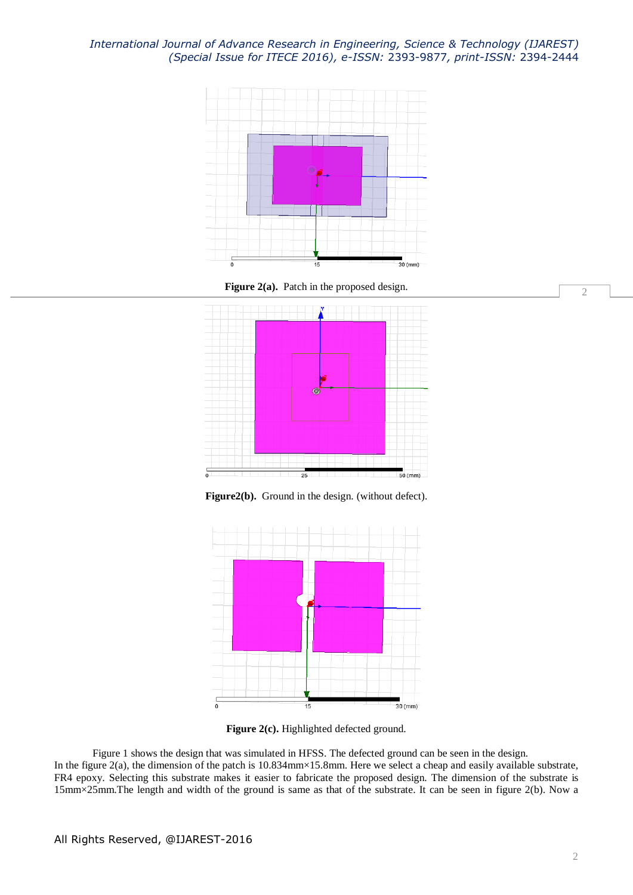**Figure 2(a).** Patch in the proposed design.

**Figure2(b).** Ground in the design. (without defect).

**Figure 2(c).** Highlighted defected ground.

Figure 1 shows the design that was simulated in HFSS. The defected ground can be seen in the design. In the figure 2(a), the dimension of the patch is 10.834mm×15.8mm. Here we select a cheap and easily available substrate, FR4 epoxy. Selecting this substrate makes it easier to fabricate the proposed design. The dimension of the substrate is 15mm×25mm.The length and width of the ground is same as that of the substrate. It can be seen in figure 2(b). Now a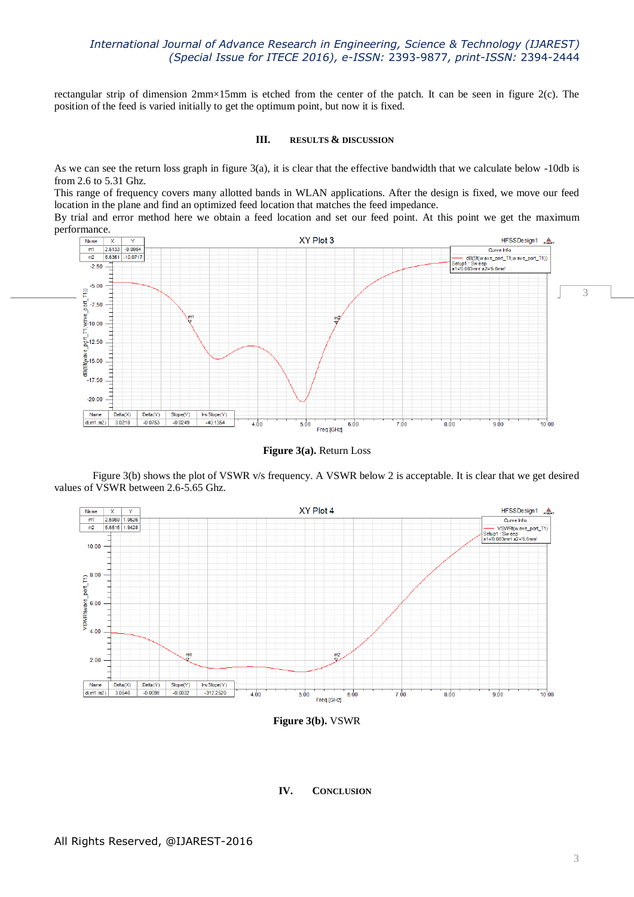rectangular strip of dimension 2mm×15mm is etched from the center of the patch. It can be seen in figure 2(c). The position of the feed is varied initially to get the optimum point, but now it is fixed.

## III. RESULTS & DISCUSSION

As we can see the return loss graph in figure 3(a), it is clear that the effective bandwidth that we calculate below -10db is from 2.6 to 5.31 Ghz.

This range of frequency covers many allotted bands in WLAN applications. After the design is fixed, we move our feed location in the plane and find an optimized feed location that matches the feed impedance.

By trial and error method here we obtain a feed location and set our feed point. At this point we get the maximum performance.

**Figure 3(a).** Return Loss

Figure 3(b) shows the plot of VSWR v/s frequency. A VSWR below 2 is acceptable. It is clear that we get desired values of VSWR between 2.6-5.65 Ghz.

**Figure 3(b).** VSWR

## IV. CONCLUSION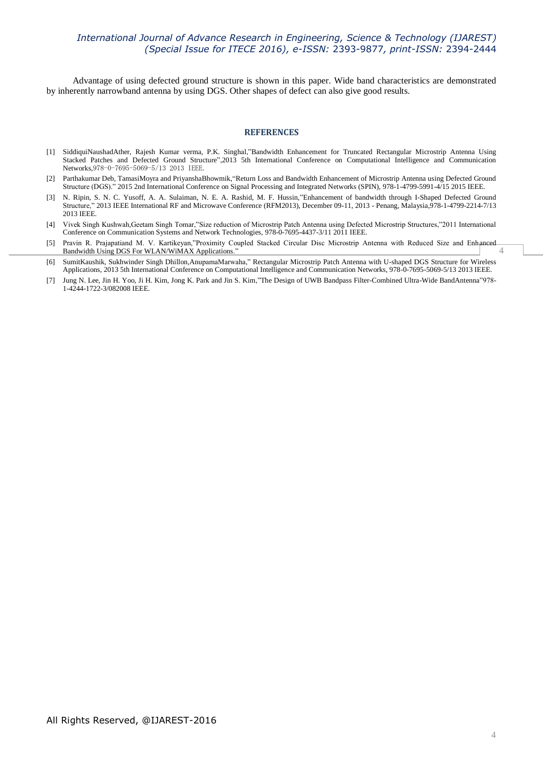Advantage of using defected ground structure is shown in this paper. Wide band characteristics are demonstrated by inherently narrowband antenna by using DGS. Other shapes of defect can also give good results.

## REFERENCES

[1] SiddiquiNaushadAther, Rajesh Kumar verma, P.K. Singhal,"Bandwidth Enhancement for Truncated Rectangular Microstrip Antenna Using Stacked Patches and Defected Ground Structure",2013 5th International Conference on Computational Intelligence and Communication Networks,978-0-7695-5069-5/13 2013 IEEE.

[2] Parthakumar Deb, TamasiMoyra and PriyanshaBhowmik,"Return Loss and Bandwidth Enhancement of Microstrip Antenna using Defected Ground Structure (DGS)." 2015 2nd International Conference on Signal Processing and Integrated Networks (SPIN), 978-1-4799-5991-4/15 2015 IEEE.

[3] N. Ripin, S. N. C. Yusoff, A. A. Sulaiman, N. E. A. Rashid, M. F. Hussin,"Enhancement of bandwidth through I-Shaped Defected Ground Structure," 2013 IEEE International RF and Microwave Conference (RFM2013), December 09-11, 2013 - Penang, Malaysia,978-1-4799-2214-7/13 2013 IEEE.

[4] Vivek Singh Kushwah,Geetam Singh Tomar,"Size reduction of Microstrip Patch Antenna using Defected Microstrip Structures,"2011 International Conference on Communication Systems and Network Technologies, 978-0-7695-4437-3/11 2011 IEEE.

[5] Pravin R. Prajapatiand M. V. Kartikeyan,"Proximity Coupled Stacked Circular Disc Microstrip Antenna with Reduced Size and Enhanced Bandwidth Using DGS For WLAN/WiMAX Applications."

[6] SumitKaushik, Sukhwinder Singh Dhillon,AnupamaMarwaha," Rectangular Microstrip Patch Antenna with U-shaped DGS Structure for Wireless Applications, 2013 5th International Conference on Computational Intelligence and Communication Networks, 978-0-7695-5069-5/13 2013 IEEE.

[7] Jung N. Lee, Jin H. Yoo, Ji H. Kim, Jong K. Park and Jin S. Kim,"The Design of UWB Bandpass Filter-Combined Ultra-Wide BandAntenna"978-1-4244-1722-3/082008 IEEE.